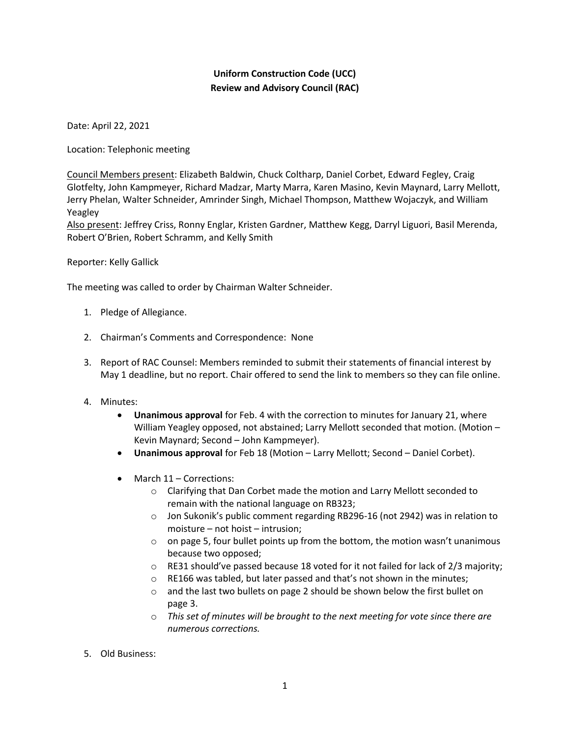**Uniform Construction Code (UCC)**
**Review and Advisory Council (RAC)**

Date: April 22, 2021

Location: Telephonic meeting

Council Members present: Elizabeth Baldwin, Chuck Coltharp, Daniel Corbet, Edward Fegley, Craig Glotfelty, John Kampmeyer, Richard Madzar, Marty Marra, Karen Masino, Kevin Maynard, Larry Mellott, Jerry Phelan, Walter Schneider, Amrinder Singh, Michael Thompson, Matthew Wojaczyk, and William Yeagley
Also present: Jeffrey Criss, Ronny Englar, Kristen Gardner, Matthew Kegg, Darryl Liguori, Basil Merenda, Robert O'Brien, Robert Schramm, and Kelly Smith

Reporter: Kelly Gallick

The meeting was called to order by Chairman Walter Schneider.

1. Pledge of Allegiance.

2. Chairman's Comments and Correspondence: None

3. Report of RAC Counsel: Members reminded to submit their statements of financial interest by May 1 deadline, but no report. Chair offered to send the link to members so they can file online.

4. Minutes:
   - **Unanimous approval** for Feb. 4 with the correction to minutes for January 21, where William Yeagley opposed, not abstained; Larry Mellott seconded that motion. (Motion – Kevin Maynard; Second – John Kampmeyer).
   - **Unanimous approval** for Feb 18 (Motion – Larry Mellott; Second – Daniel Corbet).
   - March 11 – Corrections:
     - Clarifying that Dan Corbet made the motion and Larry Mellott seconded to remain with the national language on RB323;
     - Jon Sukonik's public comment regarding RB296-16 (not 2942) was in relation to moisture – not hoist – intrusion;
     - on page 5, four bullet points up from the bottom, the motion wasn't unanimous because two opposed;
     - RE31 should've passed because 18 voted for it not failed for lack of 2/3 majority;
     - RE166 was tabled, but later passed and that's not shown in the minutes;
     - and the last two bullets on page 2 should be shown below the first bullet on page 3.
     - *This set of minutes will be brought to the next meeting for vote since there are numerous corrections.*

5. Old Business: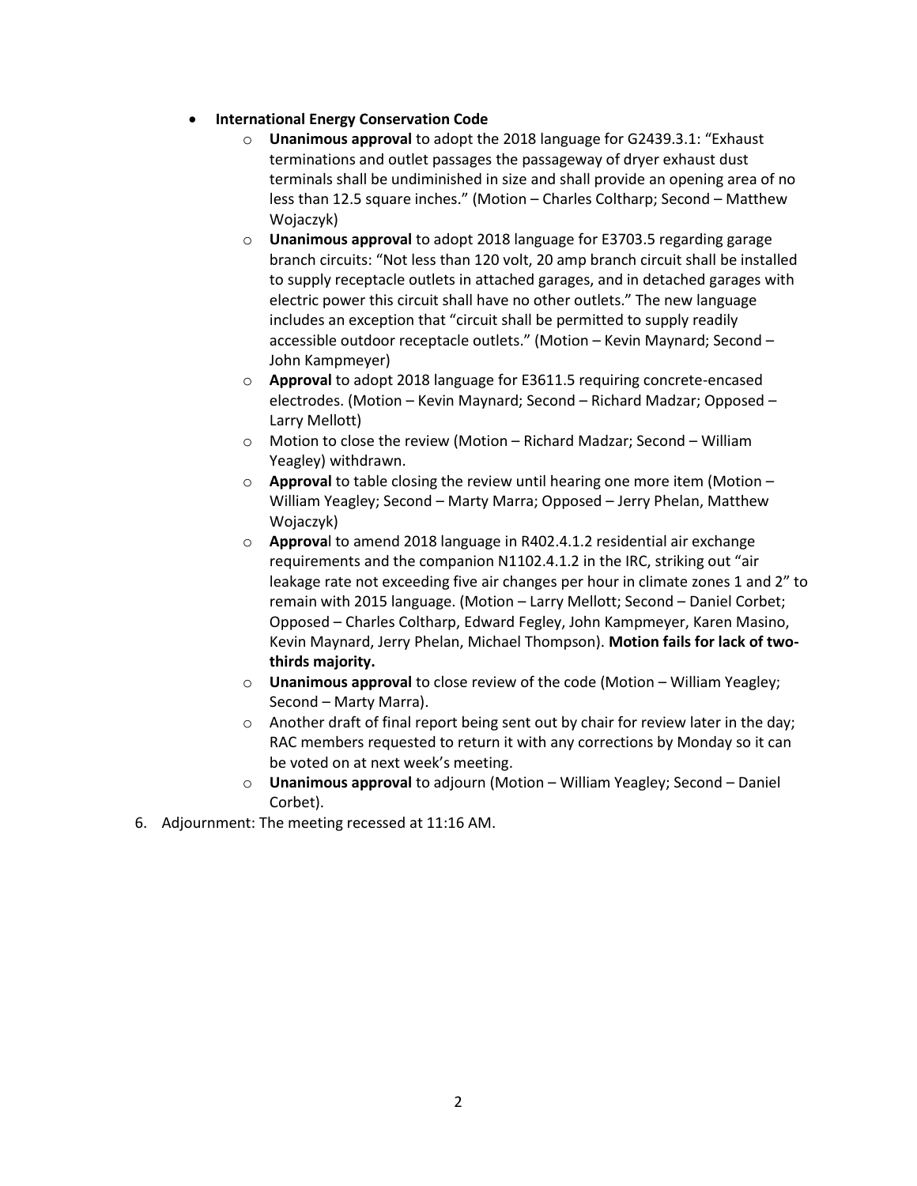- **International Energy Conservation Code**
  - **Unanimous approval** to adopt the 2018 language for G2439.3.1: "Exhaust terminations and outlet passages the passageway of dryer exhaust dust terminals shall be undiminished in size and shall provide an opening area of no less than 12.5 square inches." (Motion – Charles Coltharp; Second – Matthew Wojaczyk)
  - **Unanimous approval** to adopt 2018 language for E3703.5 regarding garage branch circuits: "Not less than 120 volt, 20 amp branch circuit shall be installed to supply receptacle outlets in attached garages, and in detached garages with electric power this circuit shall have no other outlets." The new language includes an exception that "circuit shall be permitted to supply readily accessible outdoor receptacle outlets." (Motion – Kevin Maynard; Second – John Kampmeyer)
  - **Approval** to adopt 2018 language for E3611.5 requiring concrete-encased electrodes. (Motion – Kevin Maynard; Second – Richard Madzar; Opposed – Larry Mellott)
  - Motion to close the review (Motion – Richard Madzar; Second – William Yeagley) withdrawn.
  - **Approval** to table closing the review until hearing one more item (Motion – William Yeagley; Second – Marty Marra; Opposed – Jerry Phelan, Matthew Wojaczyk)
  - **Approva**l to amend 2018 language in R402.4.1.2 residential air exchange requirements and the companion N1102.4.1.2 in the IRC, striking out "air leakage rate not exceeding five air changes per hour in climate zones 1 and 2" to remain with 2015 language. (Motion – Larry Mellott; Second – Daniel Corbet; Opposed – Charles Coltharp, Edward Fegley, John Kampmeyer, Karen Masino, Kevin Maynard, Jerry Phelan, Michael Thompson). **Motion fails for lack of two-thirds majority.**
  - **Unanimous approval** to close review of the code (Motion – William Yeagley; Second – Marty Marra).
  - Another draft of final report being sent out by chair for review later in the day; RAC members requested to return it with any corrections by Monday so it can be voted on at next week's meeting.
  - **Unanimous approval** to adjourn (Motion – William Yeagley; Second – Daniel Corbet).

6. Adjournment: The meeting recessed at 11:16 AM.